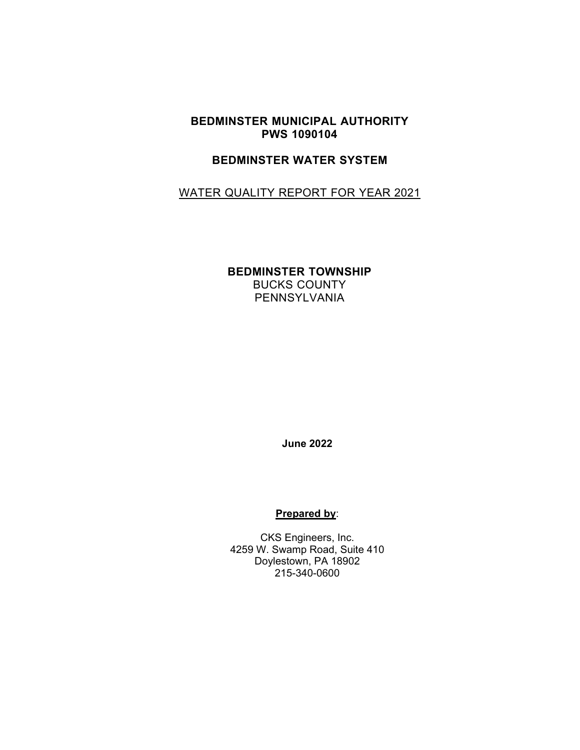# BEDMINSTER MUNICIPAL AUTHORITY
# PWS 1090104

## BEDMINSTER WATER SYSTEM

WATER QUALITY REPORT FOR YEAR 2021

**BEDMINSTER TOWNSHIP**
BUCKS COUNTY
PENNSYLVANIA

**June 2022**

**Prepared by**:

CKS Engineers, Inc.
4259 W. Swamp Road, Suite 410
Doylestown, PA 18902
215-340-0600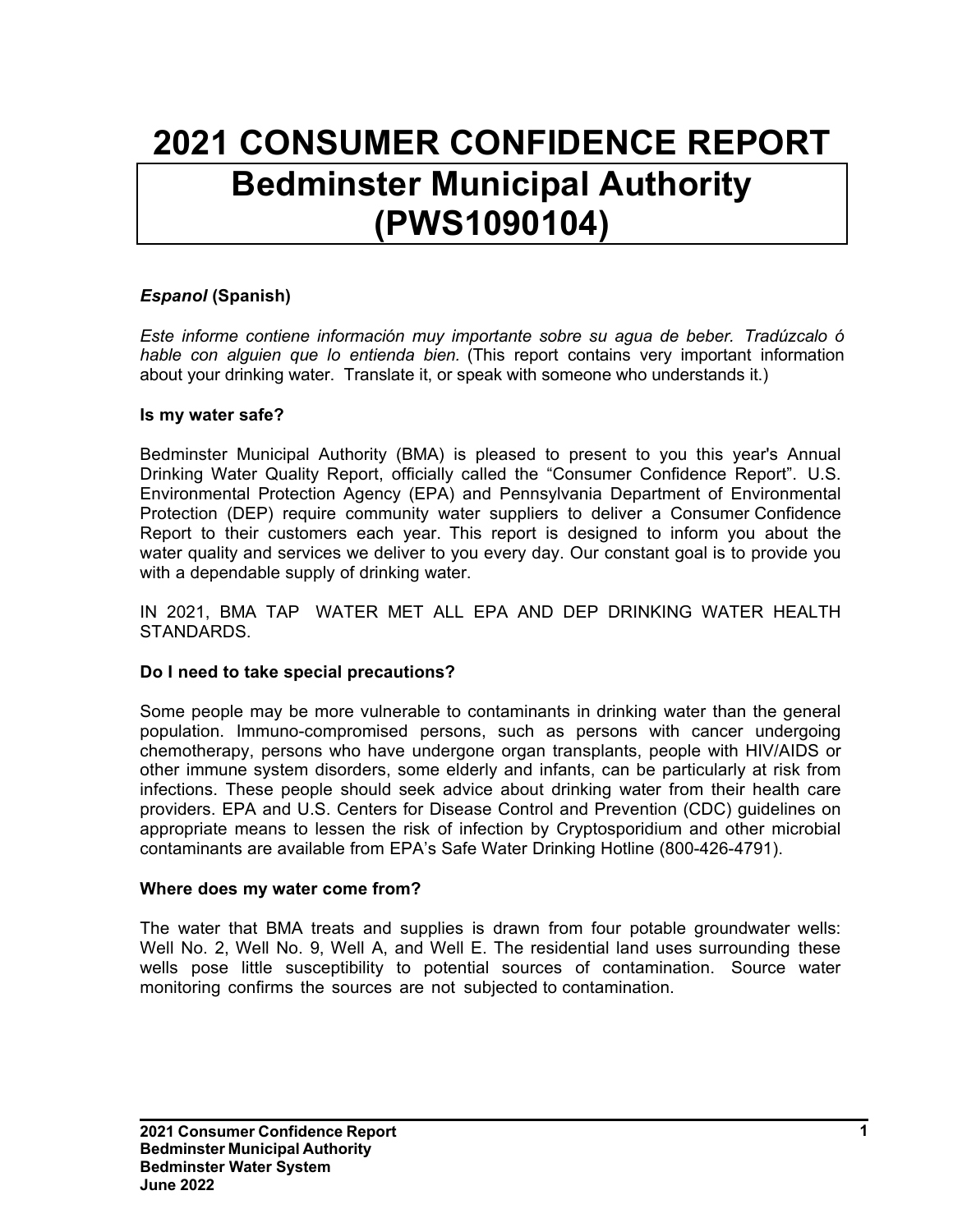# 2021 CONSUMER CONFIDENCE REPORT

# Bedminster Municipal Authority (PWS1090104)

***Espanol* (Spanish)**

*Este informe contiene información muy importante sobre su agua de beber. Tradúzcalo ó hable con alguien que lo entienda bien.* (This report contains very important information about your drinking water. Translate it, or speak with someone who understands it.)

**Is my water safe?**

Bedminster Municipal Authority (BMA) is pleased to present to you this year's Annual Drinking Water Quality Report, officially called the "Consumer Confidence Report". U.S. Environmental Protection Agency (EPA) and Pennsylvania Department of Environmental Protection (DEP) require community water suppliers to deliver a Consumer Confidence Report to their customers each year. This report is designed to inform you about the water quality and services we deliver to you every day. Our constant goal is to provide you with a dependable supply of drinking water.

IN 2021, BMA TAP WATER MET ALL EPA AND DEP DRINKING WATER HEALTH STANDARDS.

**Do I need to take special precautions?**

Some people may be more vulnerable to contaminants in drinking water than the general population. Immuno-compromised persons, such as persons with cancer undergoing chemotherapy, persons who have undergone organ transplants, people with HIV/AIDS or other immune system disorders, some elderly and infants, can be particularly at risk from infections. These people should seek advice about drinking water from their health care providers. EPA and U.S. Centers for Disease Control and Prevention (CDC) guidelines on appropriate means to lessen the risk of infection by Cryptosporidium and other microbial contaminants are available from EPA's Safe Water Drinking Hotline (800-426-4791).

**Where does my water come from?**

The water that BMA treats and supplies is drawn from four potable groundwater wells: Well No. 2, Well No. 9, Well A, and Well E. The residential land uses surrounding these wells pose little susceptibility to potential sources of contamination. Source water monitoring confirms the sources are not subjected to contamination.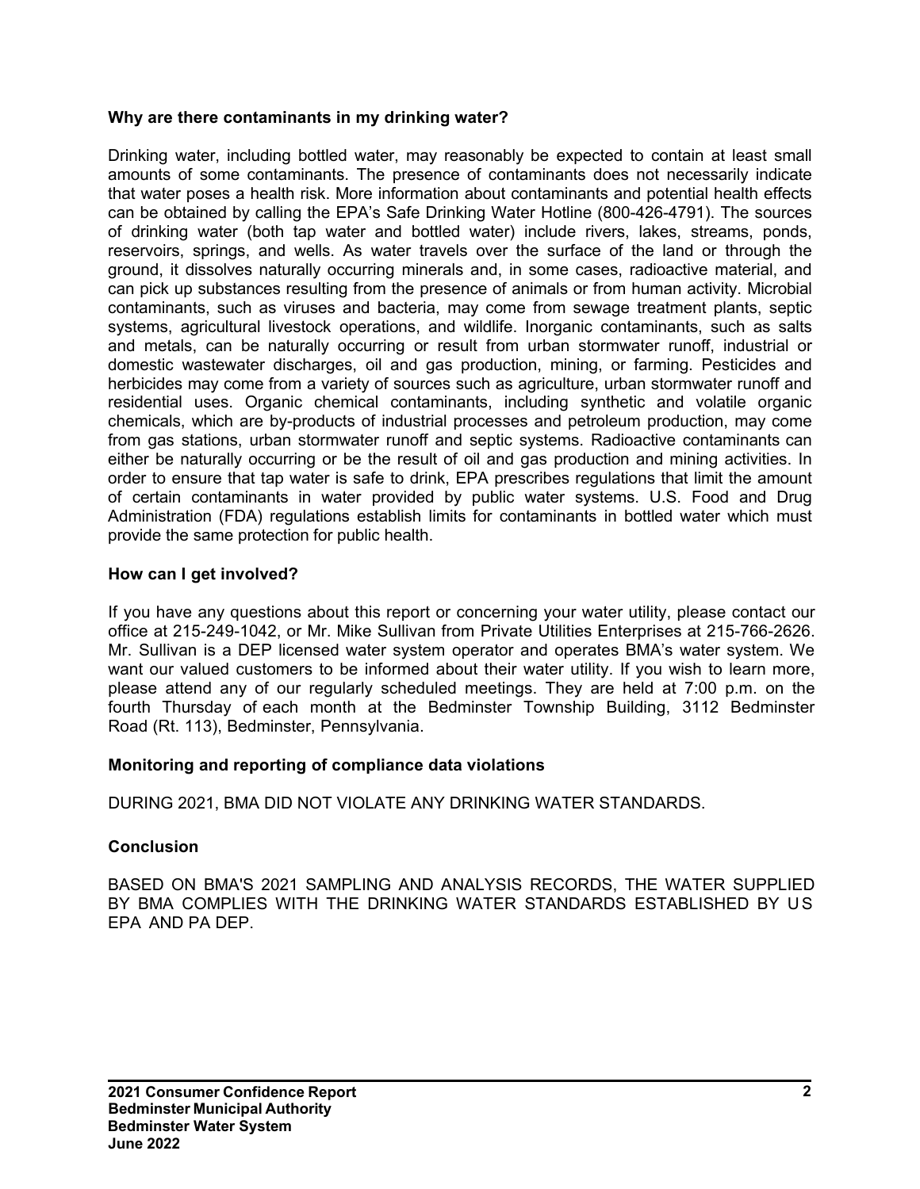### Why are there contaminants in my drinking water?

Drinking water, including bottled water, may reasonably be expected to contain at least small amounts of some contaminants. The presence of contaminants does not necessarily indicate that water poses a health risk. More information about contaminants and potential health effects can be obtained by calling the EPA's Safe Drinking Water Hotline (800-426-4791). The sources of drinking water (both tap water and bottled water) include rivers, lakes, streams, ponds, reservoirs, springs, and wells. As water travels over the surface of the land or through the ground, it dissolves naturally occurring minerals and, in some cases, radioactive material, and can pick up substances resulting from the presence of animals or from human activity. Microbial contaminants, such as viruses and bacteria, may come from sewage treatment plants, septic systems, agricultural livestock operations, and wildlife. Inorganic contaminants, such as salts and metals, can be naturally occurring or result from urban stormwater runoff, industrial or domestic wastewater discharges, oil and gas production, mining, or farming. Pesticides and herbicides may come from a variety of sources such as agriculture, urban stormwater runoff and residential uses. Organic chemical contaminants, including synthetic and volatile organic chemicals, which are by-products of industrial processes and petroleum production, may come from gas stations, urban stormwater runoff and septic systems. Radioactive contaminants can either be naturally occurring or be the result of oil and gas production and mining activities. In order to ensure that tap water is safe to drink, EPA prescribes regulations that limit the amount of certain contaminants in water provided by public water systems. U.S. Food and Drug Administration (FDA) regulations establish limits for contaminants in bottled water which must provide the same protection for public health.

### How can I get involved?

If you have any questions about this report or concerning your water utility, please contact our office at 215-249-1042, or Mr. Mike Sullivan from Private Utilities Enterprises at 215-766-2626. Mr. Sullivan is a DEP licensed water system operator and operates BMA's water system. We want our valued customers to be informed about their water utility. If you wish to learn more, please attend any of our regularly scheduled meetings. They are held at 7:00 p.m. on the fourth Thursday of each month at the Bedminster Township Building, 3112 Bedminster Road (Rt. 113), Bedminster, Pennsylvania.

### Monitoring and reporting of compliance data violations

DURING 2021, BMA DID NOT VIOLATE ANY DRINKING WATER STANDARDS.

### Conclusion

BASED ON BMA'S 2021 SAMPLING AND ANALYSIS RECORDS, THE WATER SUPPLIED BY BMA COMPLIES WITH THE DRINKING WATER STANDARDS ESTABLISHED BY US EPA AND PA DEP.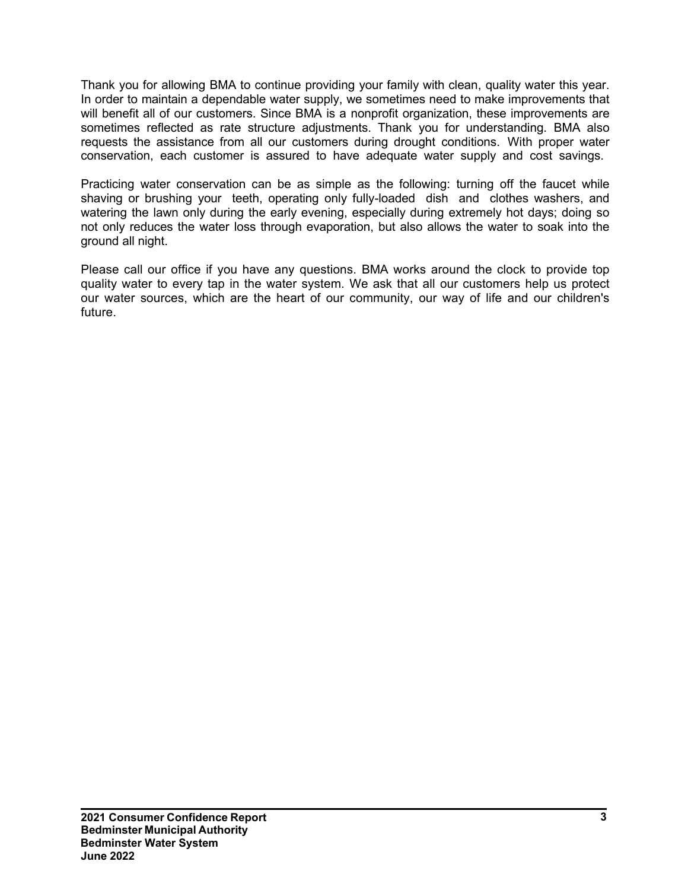Thank you for allowing BMA to continue providing your family with clean, quality water this year. In order to maintain a dependable water supply, we sometimes need to make improvements that will benefit all of our customers. Since BMA is a nonprofit organization, these improvements are sometimes reflected as rate structure adjustments. Thank you for understanding. BMA also requests the assistance from all our customers during drought conditions. With proper water conservation, each customer is assured to have adequate water supply and cost savings.

Practicing water conservation can be as simple as the following: turning off the faucet while shaving or brushing your teeth, operating only fully-loaded dish and clothes washers, and watering the lawn only during the early evening, especially during extremely hot days; doing so not only reduces the water loss through evaporation, but also allows the water to soak into the ground all night.

Please call our office if you have any questions. BMA works around the clock to provide top quality water to every tap in the water system. We ask that all our customers help us protect our water sources, which are the heart of our community, our way of life and our children's future.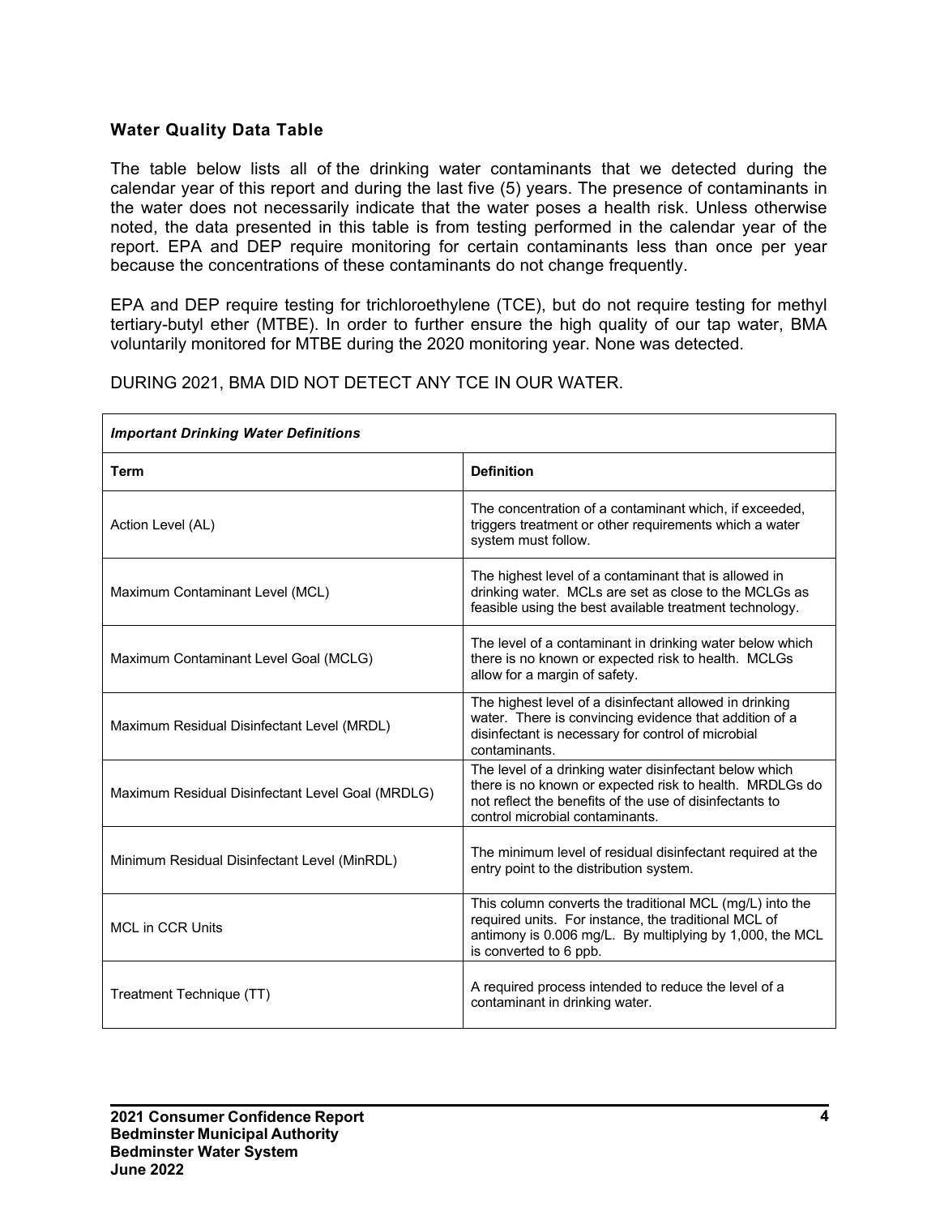### Water Quality Data Table

The table below lists all of the drinking water contaminants that we detected during the calendar year of this report and during the last five (5) years. The presence of contaminants in the water does not necessarily indicate that the water poses a health risk. Unless otherwise noted, the data presented in this table is from testing performed in the calendar year of the report. EPA and DEP require monitoring for certain contaminants less than once per year because the concentrations of these contaminants do not change frequently.

EPA and DEP require testing for trichloroethylene (TCE), but do not require testing for methyl tertiary-butyl ether (MTBE). In order to further ensure the high quality of our tap water, BMA voluntarily monitored for MTBE during the 2020 monitoring year. None was detected.

DURING 2021, BMA DID NOT DETECT ANY TCE IN OUR WATER.

| ***Important Drinking Water Definitions*** | |
|---|---|
| **Term** | **Definition** |
| Action Level (AL) | The concentration of a contaminant which, if exceeded, triggers treatment or other requirements which a water system must follow. |
| Maximum Contaminant Level (MCL) | The highest level of a contaminant that is allowed in drinking water. MCLs are set as close to the MCLGs as feasible using the best available treatment technology. |
| Maximum Contaminant Level Goal (MCLG) | The level of a contaminant in drinking water below which there is no known or expected risk to health. MCLGs allow for a margin of safety. |
| Maximum Residual Disinfectant Level (MRDL) | The highest level of a disinfectant allowed in drinking water. There is convincing evidence that addition of a disinfectant is necessary for control of microbial contaminants. |
| Maximum Residual Disinfectant Level Goal (MRDLG) | The level of a drinking water disinfectant below which there is no known or expected risk to health. MRDLGs do not reflect the benefits of the use of disinfectants to control microbial contaminants. |
| Minimum Residual Disinfectant Level (MinRDL) | The minimum level of residual disinfectant required at the entry point to the distribution system. |
| MCL in CCR Units | This column converts the traditional MCL (mg/L) into the required units. For instance, the traditional MCL of antimony is 0.006 mg/L. By multiplying by 1,000, the MCL is converted to 6 ppb. |
| Treatment Technique (TT) | A required process intended to reduce the level of a contaminant in drinking water. |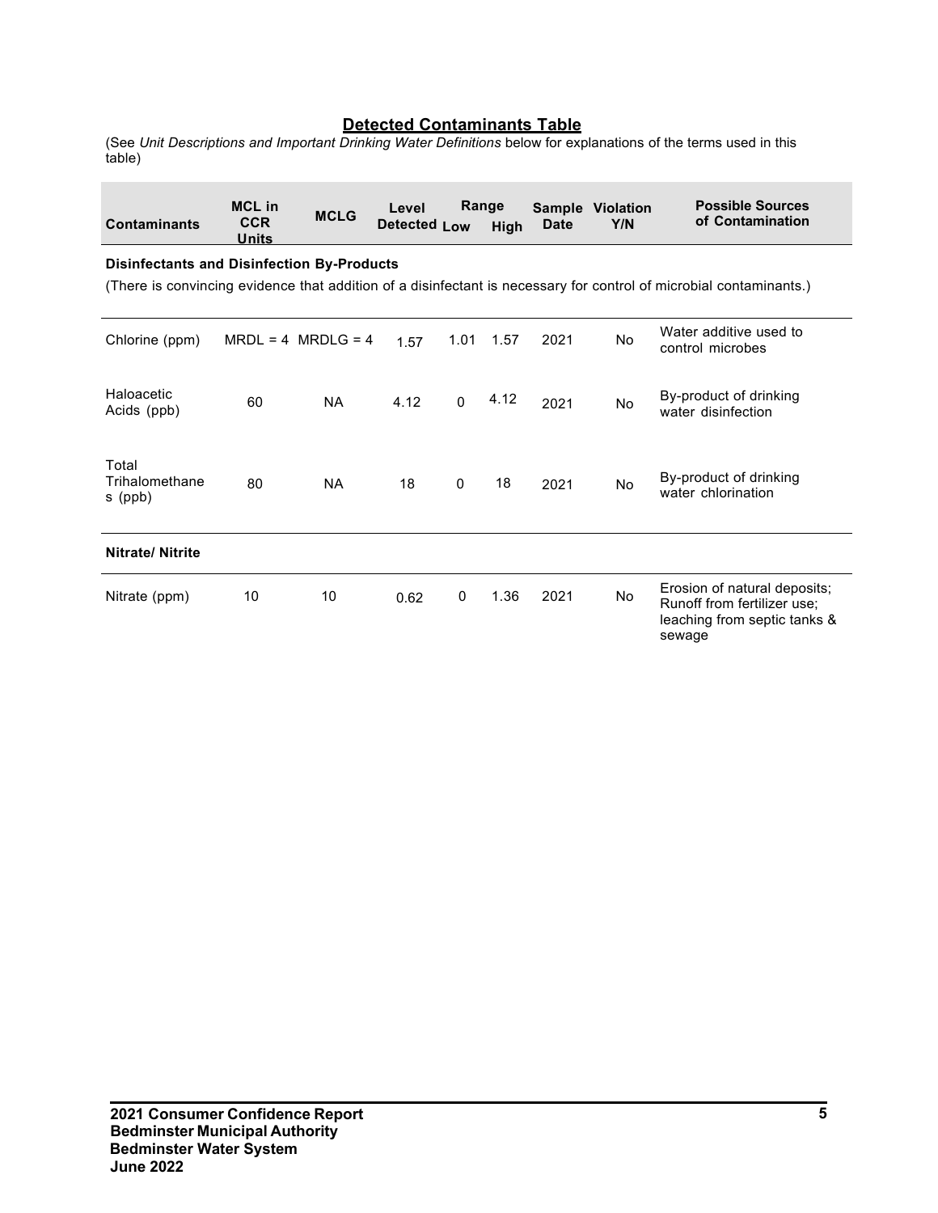## Detected Contaminants Table

(See *Unit Descriptions and Important Drinking Water Definitions* below for explanations of the terms used in this table)

| Contaminants | MCL in CCR Units | MCLG | Level Detected | Range Low | Range High | Sample Date | Violation Y/N | Possible Sources of Contamination |
|---|---|---|---|---|---|---|---|---|
| **Disinfectants and Disinfection By-Products** | | | | | | | | |
| (There is convincing evidence that addition of a disinfectant is necessary for control of microbial contaminants.) | | | | | | | | |
| Chlorine (ppm) | MRDL = 4 | MRDLG = 4 | 1.57 | 1.01 | 1.57 | 2021 | No | Water additive used to control microbes |
| Haloacetic Acids (ppb) | 60 | NA | 4.12 | 0 | 4.12 | 2021 | No | By-product of drinking water disinfection |
| Total Trihalomethanes (ppb) | 80 | NA | 18 | 0 | 18 | 2021 | No | By-product of drinking water chlorination |
| **Nitrate/ Nitrite** | | | | | | | | |
| Nitrate (ppm) | 10 | 10 | 0.62 | 0 | 1.36 | 2021 | No | Erosion of natural deposits; Runoff from fertilizer use; leaching from septic tanks & sewage |

**2021 Consumer Confidence Report**
**Bedminster Municipal Authority**
**Bedminster Water System**
**June 2022**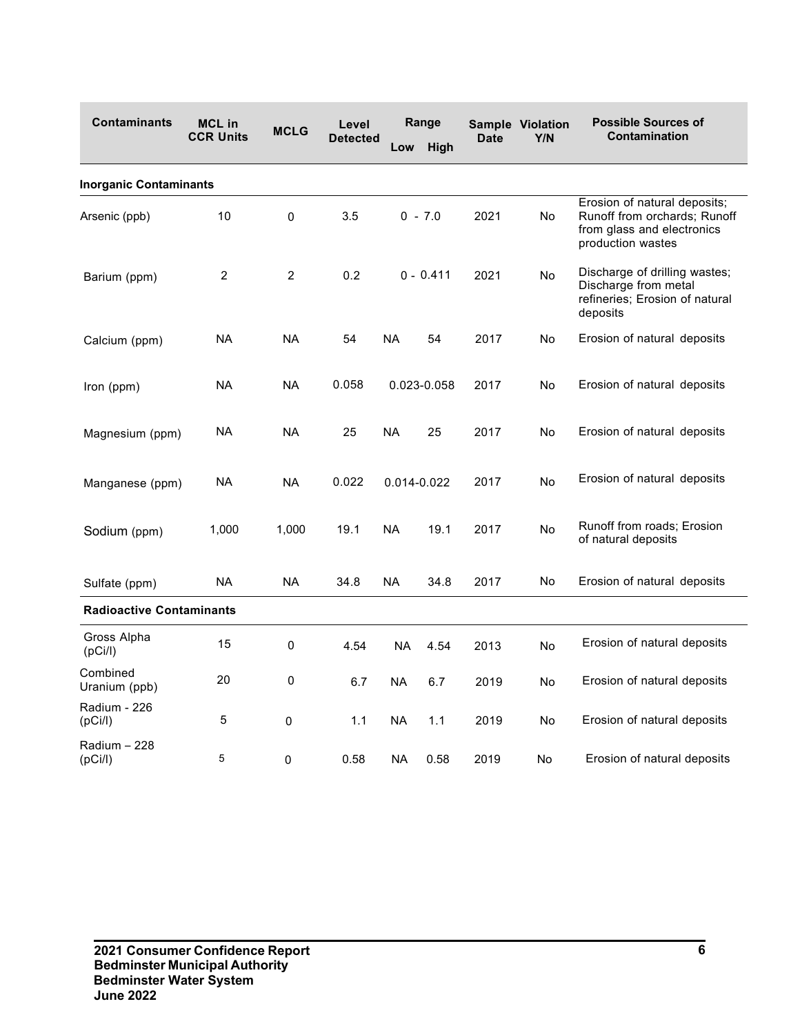| Contaminants | MCL in CCR Units | MCLG | Level Detected | Range | | Sample Date | Violation Y/N | Possible Sources of Contamination |
|---|---|---|---|---|---|---|---|---|
| | | | | Low | High | | | |
| **Inorganic Contaminants** | | | | | | | | |
| Arsenic (ppb) | 10 | 0 | 3.5 | 0 - 7.0 | | 2021 | No | Erosion of natural deposits; Runoff from orchards; Runoff from glass and electronics production wastes |
| Barium (ppm) | 2 | 2 | 0.2 | 0 - 0.411 | | 2021 | No | Discharge of drilling wastes; Discharge from metal refineries; Erosion of natural deposits |
| Calcium (ppm) | NA | NA | 54 | NA | 54 | 2017 | No | Erosion of natural deposits |
| Iron (ppm) | NA | NA | 0.058 | 0.023-0.058 | | 2017 | No | Erosion of natural deposits |
| Magnesium (ppm) | NA | NA | 25 | NA | 25 | 2017 | No | Erosion of natural deposits |
| Manganese (ppm) | NA | NA | 0.022 | 0.014-0.022 | | 2017 | No | Erosion of natural deposits |
| Sodium (ppm) | 1,000 | 1,000 | 19.1 | NA | 19.1 | 2017 | No | Runoff from roads; Erosion of natural deposits |
| Sulfate (ppm) | NA | NA | 34.8 | NA | 34.8 | 2017 | No | Erosion of natural deposits |
| **Radioactive Contaminants** | | | | | | | | |
| Gross Alpha (pCi/l) | 15 | 0 | 4.54 | NA | 4.54 | 2013 | No | Erosion of natural deposits |
| Combined Uranium (ppb) | 20 | 0 | 6.7 | NA | 6.7 | 2019 | No | Erosion of natural deposits |
| Radium - 226 (pCi/l) | 5 | 0 | 1.1 | NA | 1.1 | 2019 | No | Erosion of natural deposits |
| Radium – 228 (pCi/l) | 5 | 0 | 0.58 | NA | 0.58 | 2019 | No | Erosion of natural deposits |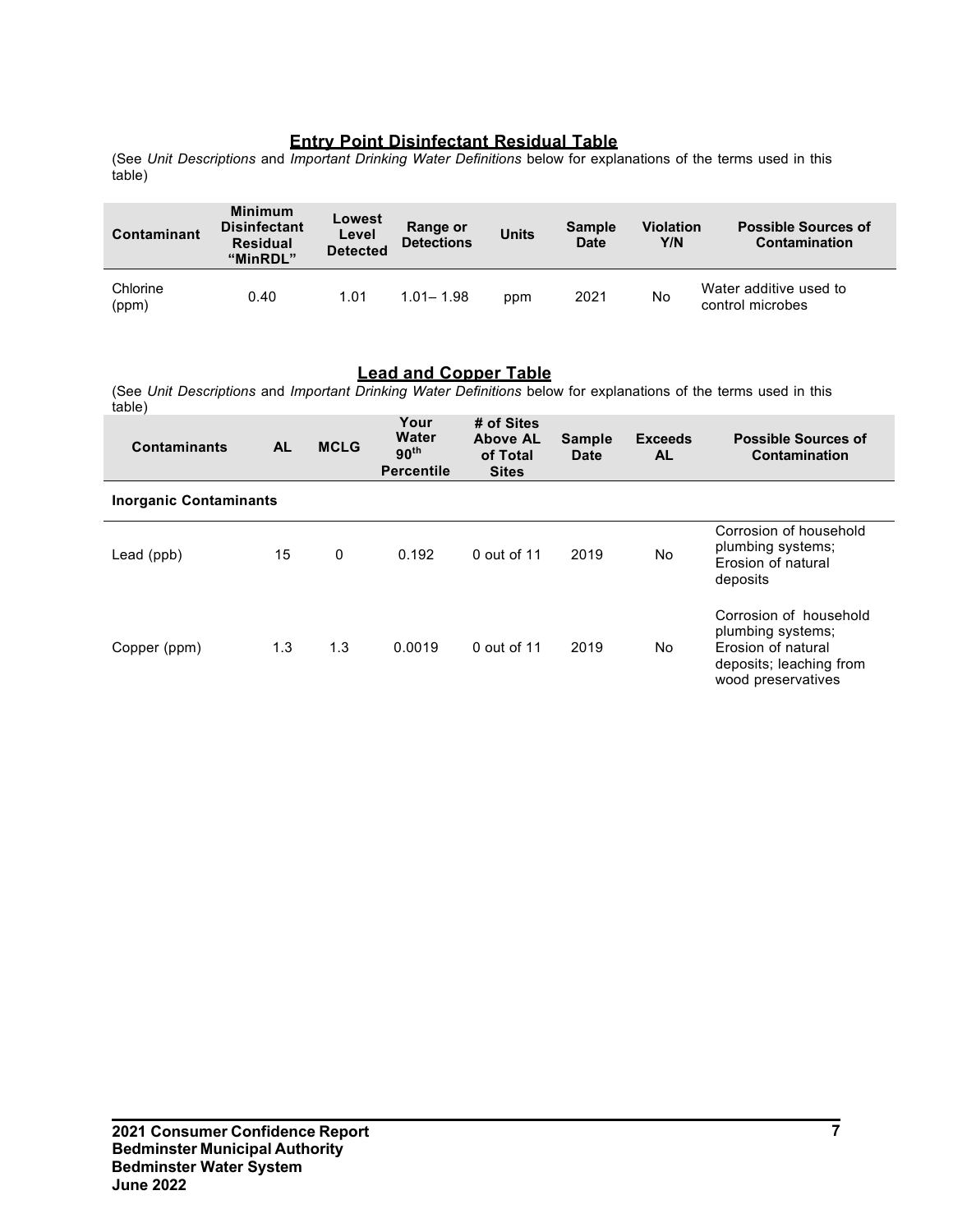## Entry Point Disinfectant Residual Table

(See *Unit Descriptions* and *Important Drinking Water Definitions* below for explanations of the terms used in this table)

| Contaminant | Minimum Disinfectant Residual "MinRDL" | Lowest Level Detected | Range or Detections | Units | Sample Date | Violation Y/N | Possible Sources of Contamination |
|---|---|---|---|---|---|---|---|
| Chlorine (ppm) | 0.40 | 1.01 | 1.01– 1.98 | ppm | 2021 | No | Water additive used to control microbes |

## Lead and Copper Table

(See *Unit Descriptions* and *Important Drinking Water Definitions* below for explanations of the terms used in this table)

| Contaminants | AL | MCLG | Your Water 90th Percentile | # of Sites Above AL of Total Sites | Sample Date | Exceeds AL | Possible Sources of Contamination |
|---|---|---|---|---|---|---|---|
| **Inorganic Contaminants** | | | | | | | |
| Lead (ppb) | 15 | 0 | 0.192 | 0 out of 11 | 2019 | No | Corrosion of household plumbing systems; Erosion of natural deposits |
| Copper (ppm) | 1.3 | 1.3 | 0.0019 | 0 out of 11 | 2019 | No | Corrosion of household plumbing systems; Erosion of natural deposits; leaching from wood preservatives |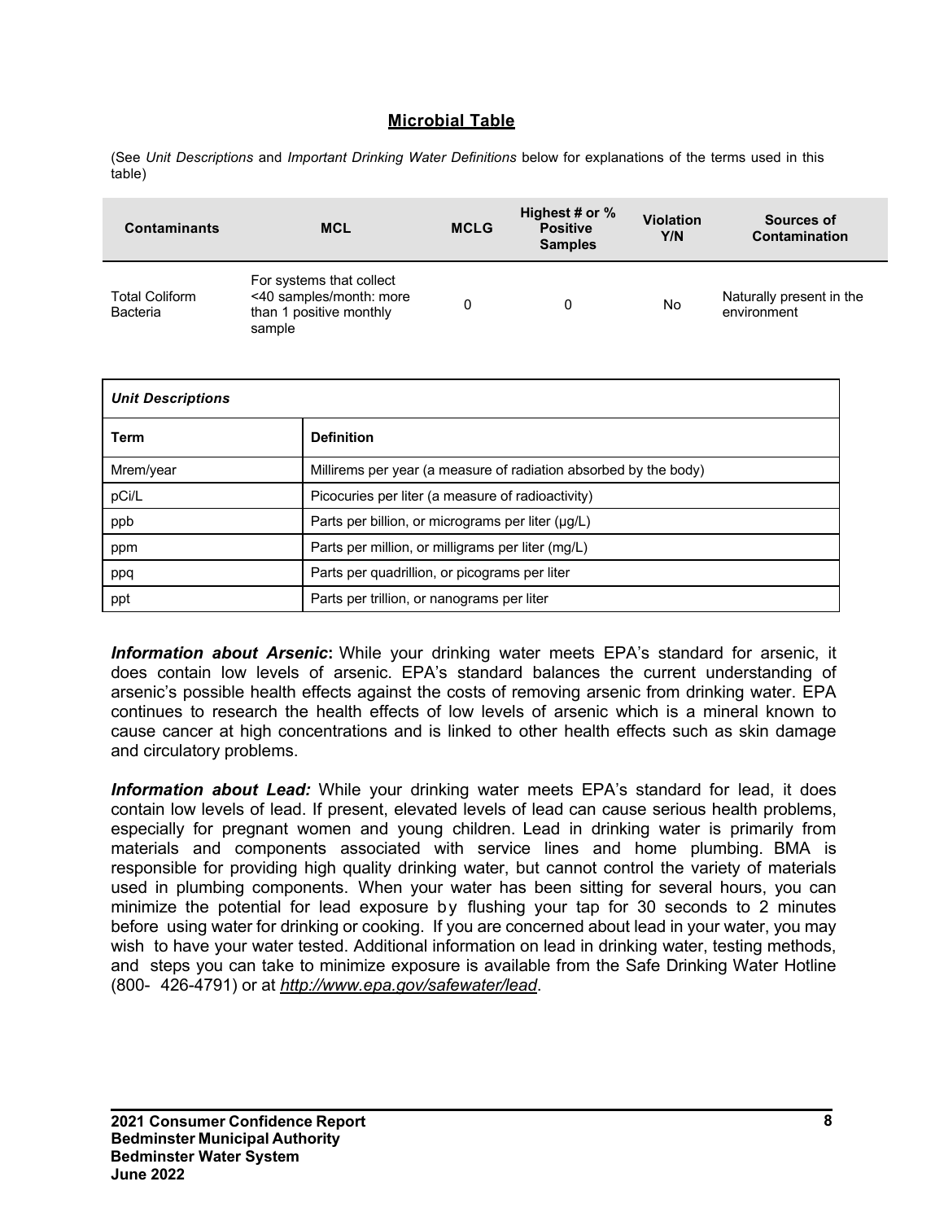## Microbial Table

(See *Unit Descriptions* and *Important Drinking Water Definitions* below for explanations of the terms used in this table)

| Contaminants | MCL | MCLG | Highest # or % Positive Samples | Violation Y/N | Sources of Contamination |
|---|---|---|---|---|---|
| Total Coliform Bacteria | For systems that collect <40 samples/month: more than 1 positive monthly sample | 0 | 0 | No | Naturally present in the environment |

| *Unit Descriptions* | |
|---|---|
| **Term** | **Definition** |
| Mrem/year | Millirems per year (a measure of radiation absorbed by the body) |
| pCi/L | Picocuries per liter (a measure of radioactivity) |
| ppb | Parts per billion, or micrograms per liter (µg/L) |
| ppm | Parts per million, or milligrams per liter (mg/L) |
| ppq | Parts per quadrillion, or picograms per liter |
| ppt | Parts per trillion, or nanograms per liter |

***Information about Arsenic*:** While your drinking water meets EPA's standard for arsenic, it does contain low levels of arsenic. EPA's standard balances the current understanding of arsenic's possible health effects against the costs of removing arsenic from drinking water. EPA continues to research the health effects of low levels of arsenic which is a mineral known to cause cancer at high concentrations and is linked to other health effects such as skin damage and circulatory problems.

***Information about Lead:*** While your drinking water meets EPA's standard for lead, it does contain low levels of lead. If present, elevated levels of lead can cause serious health problems, especially for pregnant women and young children. Lead in drinking water is primarily from materials and components associated with service lines and home plumbing. BMA is responsible for providing high quality drinking water, but cannot control the variety of materials used in plumbing components. When your water has been sitting for several hours, you can minimize the potential for lead exposure by flushing your tap for 30 seconds to 2 minutes before using water for drinking or cooking. If you are concerned about lead in your water, you may wish to have your water tested. Additional information on lead in drinking water, testing methods, and steps you can take to minimize exposure is available from the Safe Drinking Water Hotline (800- 426-4791) or at *http://www.epa.gov/safewater/lead*.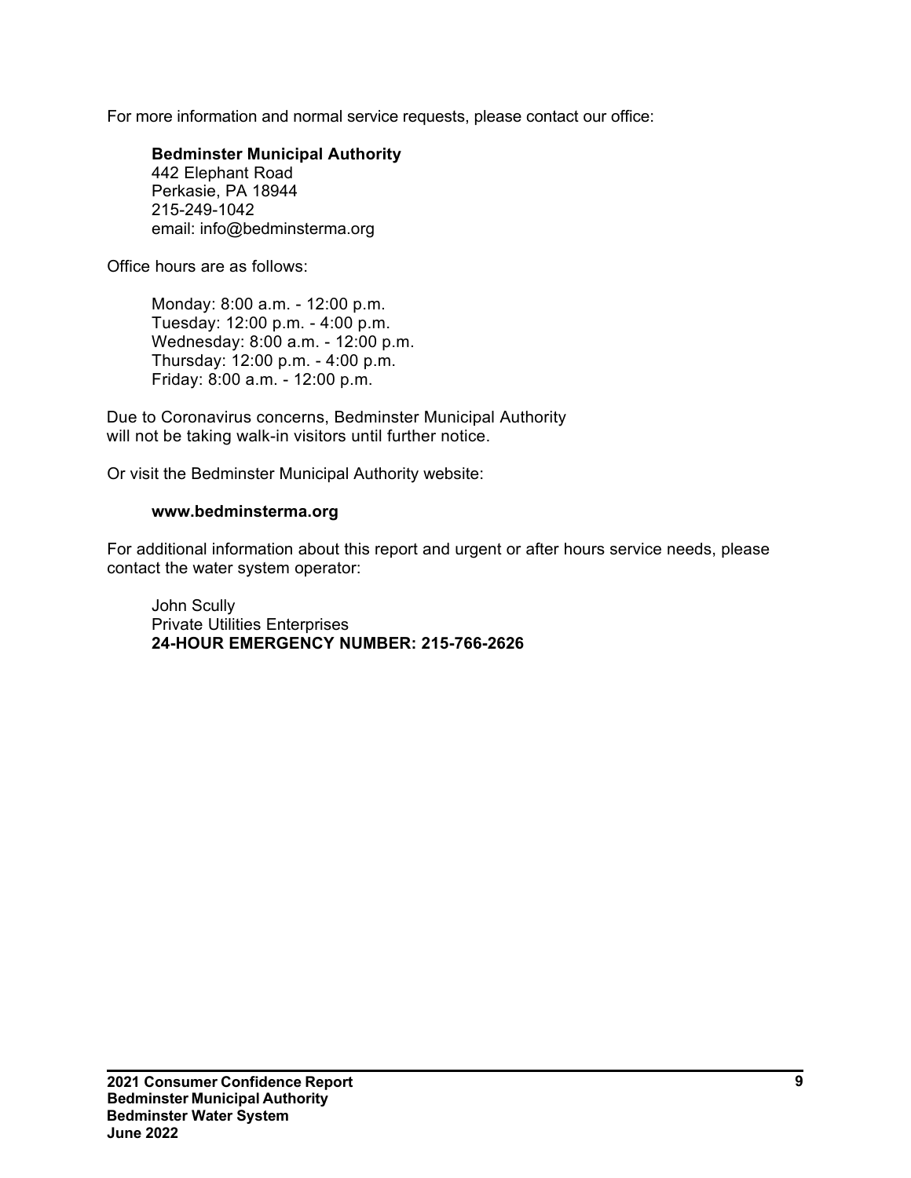For more information and normal service requests, please contact our office:

**Bedminster Municipal Authority**
442 Elephant Road
Perkasie, PA 18944
215-249-1042
email: info@bedminsterma.org

Office hours are as follows:

Monday: 8:00 a.m. - 12:00 p.m.
Tuesday: 12:00 p.m. - 4:00 p.m.
Wednesday: 8:00 a.m. - 12:00 p.m.
Thursday: 12:00 p.m. - 4:00 p.m.
Friday: 8:00 a.m. - 12:00 p.m.

Due to Coronavirus concerns, Bedminster Municipal Authority will not be taking walk-in visitors until further notice.

Or visit the Bedminster Municipal Authority website:

**www.bedminsterma.org**

For additional information about this report and urgent or after hours service needs, please contact the water system operator:

John Scully
Private Utilities Enterprises
**24-HOUR EMERGENCY NUMBER: 215-766-2626**